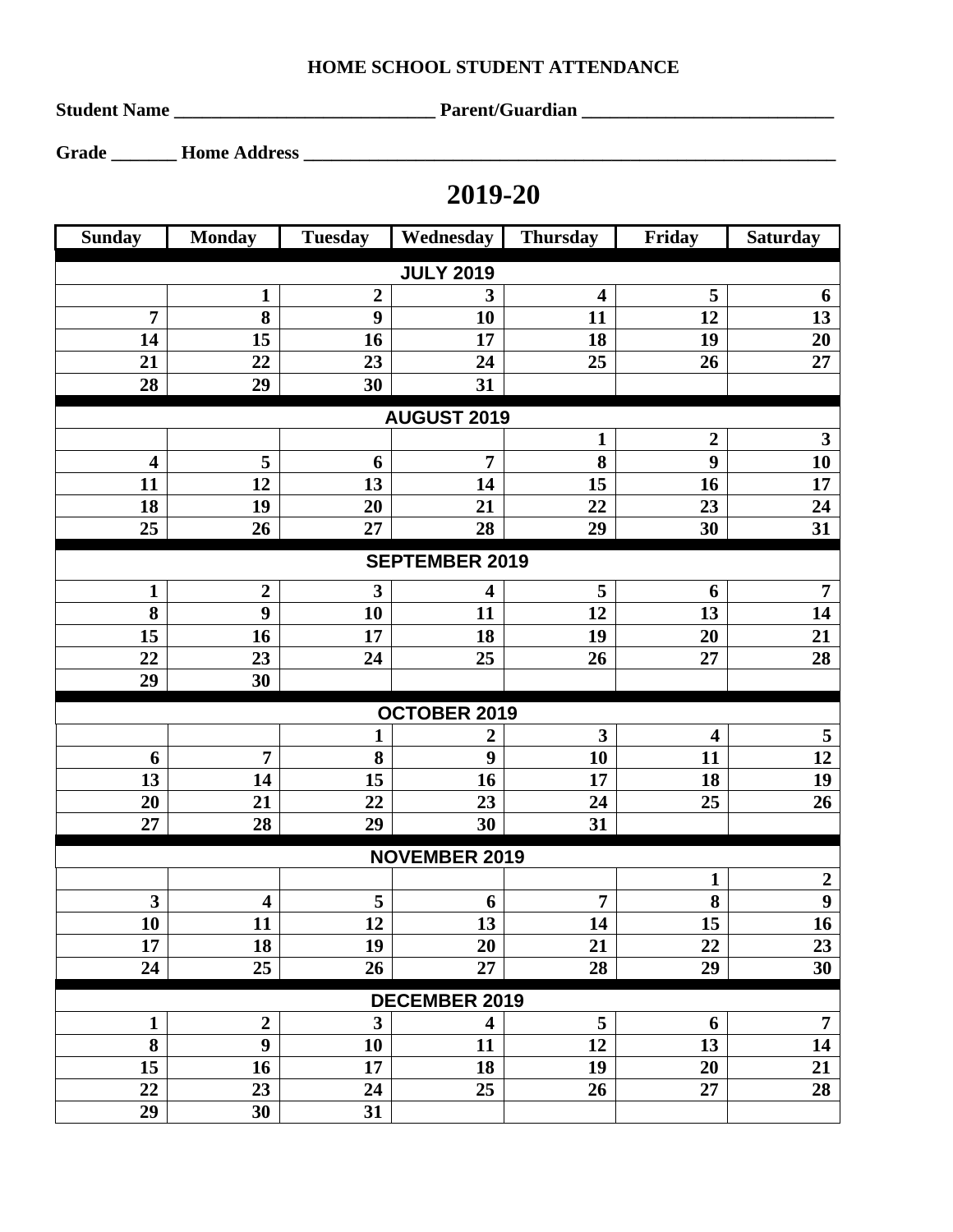# HOME SCHOOL STUDENT ATTENDANCE

**Student Name** ____________________________ **Parent/Guardian** ___________________________

**Grade** _______ **Home Address** ________________________________________________________

## 2019-20

| Sunday | Monday | Tuesday | Wednesday | Thursday | Friday | Saturday |
|---|---|---|---|---|---|---|
| | | | **JULY 2019** | | | |
| | 1 | 2 | 3 | 4 | 5 | 6 |
| 7 | 8 | 9 | 10 | 11 | 12 | 13 |
| 14 | 15 | 16 | 17 | 18 | 19 | 20 |
| 21 | 22 | 23 | 24 | 25 | 26 | 27 |
| 28 | 29 | 30 | 31 | | | |
| | | | **AUGUST 2019** | | | |
| | | | | 1 | 2 | 3 |
| 4 | 5 | 6 | 7 | 8 | 9 | 10 |
| 11 | 12 | 13 | 14 | 15 | 16 | 17 |
| 18 | 19 | 20 | 21 | 22 | 23 | 24 |
| 25 | 26 | 27 | 28 | 29 | 30 | 31 |
| | | | **SEPTEMBER 2019** | | | |
| 1 | 2 | 3 | 4 | 5 | 6 | 7 |
| 8 | 9 | 10 | 11 | 12 | 13 | 14 |
| 15 | 16 | 17 | 18 | 19 | 20 | 21 |
| 22 | 23 | 24 | 25 | 26 | 27 | 28 |
| 29 | 30 | | | | | |
| | | | **OCTOBER 2019** | | | |
| | | 1 | 2 | 3 | 4 | 5 |
| 6 | 7 | 8 | 9 | 10 | 11 | 12 |
| 13 | 14 | 15 | 16 | 17 | 18 | 19 |
| 20 | 21 | 22 | 23 | 24 | 25 | 26 |
| 27 | 28 | 29 | 30 | 31 | | |
| | | | **NOVEMBER 2019** | | | |
| | | | | | 1 | 2 |
| 3 | 4 | 5 | 6 | 7 | 8 | 9 |
| 10 | 11 | 12 | 13 | 14 | 15 | 16 |
| 17 | 18 | 19 | 20 | 21 | 22 | 23 |
| 24 | 25 | 26 | 27 | 28 | 29 | 30 |
| | | | **DECEMBER 2019** | | | |
| 1 | 2 | 3 | 4 | 5 | 6 | 7 |
| 8 | 9 | 10 | 11 | 12 | 13 | 14 |
| 15 | 16 | 17 | 18 | 19 | 20 | 21 |
| 22 | 23 | 24 | 25 | 26 | 27 | 28 |
| 29 | 30 | 31 | | | | |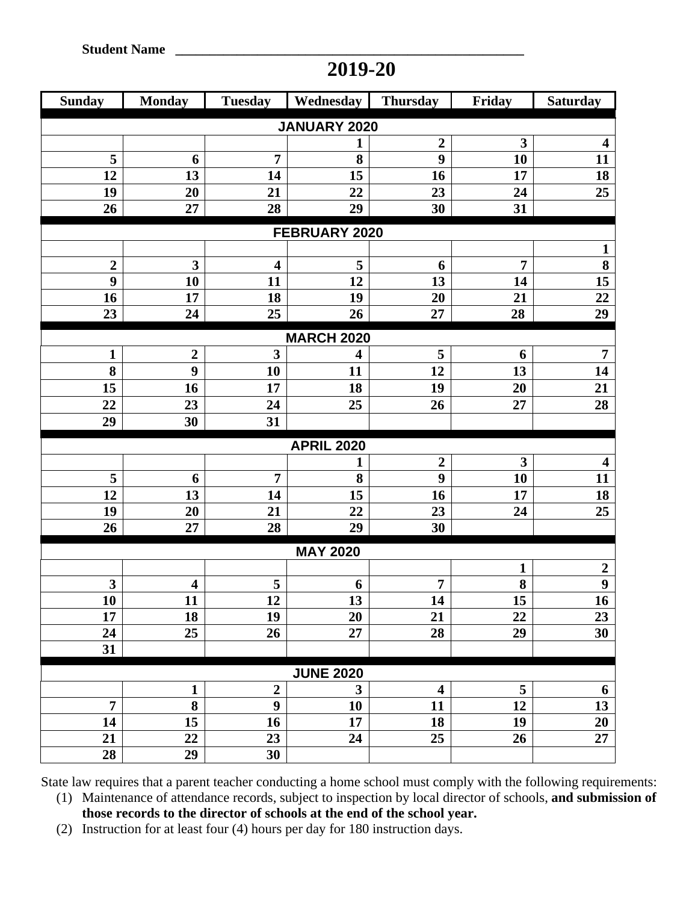**Student Name** ________________________________________________

# 2019-20

| Sunday | Monday | Tuesday | Wednesday | Thursday | Friday | Saturday |
|---|---|---|---|---|---|---|
| | | | **JANUARY 2020** | | | |
| | | | 1 | 2 | 3 | 4 |
| 5 | 6 | 7 | 8 | 9 | 10 | 11 |
| 12 | 13 | 14 | 15 | 16 | 17 | 18 |
| 19 | 20 | 21 | 22 | 23 | 24 | 25 |
| 26 | 27 | 28 | 29 | 30 | 31 | |
| | | | **FEBRUARY 2020** | | | |
| | | | | | | 1 |
| 2 | 3 | 4 | 5 | 6 | 7 | 8 |
| 9 | 10 | 11 | 12 | 13 | 14 | 15 |
| 16 | 17 | 18 | 19 | 20 | 21 | 22 |
| 23 | 24 | 25 | 26 | 27 | 28 | 29 |
| | | | **MARCH 2020** | | | |
| 1 | 2 | 3 | 4 | 5 | 6 | 7 |
| 8 | 9 | 10 | 11 | 12 | 13 | 14 |
| 15 | 16 | 17 | 18 | 19 | 20 | 21 |
| 22 | 23 | 24 | 25 | 26 | 27 | 28 |
| 29 | 30 | 31 | | | | |
| | | | **APRIL 2020** | | | |
| | | | 1 | 2 | 3 | 4 |
| 5 | 6 | 7 | 8 | 9 | 10 | 11 |
| 12 | 13 | 14 | 15 | 16 | 17 | 18 |
| 19 | 20 | 21 | 22 | 23 | 24 | 25 |
| 26 | 27 | 28 | 29 | 30 | | |
| | | | **MAY 2020** | | | |
| | | | | | 1 | 2 |
| 3 | 4 | 5 | 6 | 7 | 8 | 9 |
| 10 | 11 | 12 | 13 | 14 | 15 | 16 |
| 17 | 18 | 19 | 20 | 21 | 22 | 23 |
| 24 | 25 | 26 | 27 | 28 | 29 | 30 |
| 31 | | | | | | |
| | | | **JUNE 2020** | | | |
| | 1 | 2 | 3 | 4 | 5 | 6 |
| 7 | 8 | 9 | 10 | 11 | 12 | 13 |
| 14 | 15 | 16 | 17 | 18 | 19 | 20 |
| 21 | 22 | 23 | 24 | 25 | 26 | 27 |
| 28 | 29 | 30 | | | | |

State law requires that a parent teacher conducting a home school must comply with the following requirements:

(1) Maintenance of attendance records, subject to inspection by local director of schools, **and submission of those records to the director of schools at the end of the school year.**

(2) Instruction for at least four (4) hours per day for 180 instruction days.